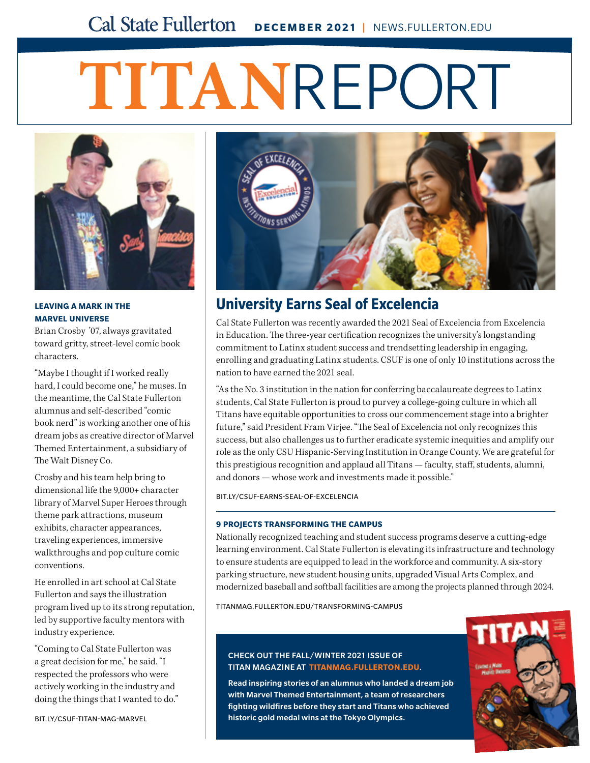Cal State Fullerton **DECEMBER 2021** | NEWS.FULLERTON.EDU

# TITANREPORT

## University Earns Seal of Excelencia

Cal State Fullerton was recently awarded the 2021 Seal of Excelencia from Excelencia in Education. The three-year certification recognizes the university's longstanding commitment to Latinx student success and trendsetting leadership in engaging, enrolling and graduating Latinx students. CSUF is one of only 10 institutions across the nation to have earned the 2021 seal.

"As the No. 3 institution in the nation for conferring baccalaureate degrees to Latinx students, Cal State Fullerton is proud to purvey a college-going culture in which all Titans have equitable opportunities to cross our commencement stage into a brighter future," said President Fram Virjee. "The Seal of Excelencia not only recognizes this success, but also challenges us to further eradicate systemic inequities and amplify our role as the only CSU Hispanic-Serving Institution in Orange County. We are grateful for this prestigious recognition and applaud all Titans — faculty, staff, students, alumni, and donors — whose work and investments made it possible."

BIT.LY/CSUF-EARNS-SEAL-OF-EXCELENCIA

### 9 PROJECTS TRANSFORMING THE CAMPUS

Nationally recognized teaching and student success programs deserve a cutting-edge learning environment. Cal State Fullerton is elevating its infrastructure and technology to ensure students are equipped to lead in the workforce and community. A six-story parking structure, new student housing units, upgraded Visual Arts Complex, and modernized baseball and softball facilities are among the projects planned through 2024.

TITANMAG.FULLERTON.EDU/TRANSFORMING-CAMPUS

### LEAVING A MARK IN THE MARVEL UNIVERSE

Brian Crosby '07, always gravitated toward gritty, street-level comic book characters.

"Maybe I thought if I worked really hard, I could become one," he muses. In the meantime, the Cal State Fullerton alumnus and self-described "comic book nerd" is working another one of his dream jobs as creative director of Marvel Themed Entertainment, a subsidiary of The Walt Disney Co.

Crosby and his team help bring to dimensional life the 9,000+ character library of Marvel Super Heroes through theme park attractions, museum exhibits, character appearances, traveling experiences, immersive walkthroughs and pop culture comic conventions.

He enrolled in art school at Cal State Fullerton and says the illustration program lived up to its strong reputation, led by supportive faculty mentors with industry experience.

"Coming to Cal State Fullerton was a great decision for me," he said. "I respected the professors who were actively working in the industry and doing the things that I wanted to do."

BIT.LY/CSUF-TITAN-MAG-MARVEL

**CHECK OUT THE FALL/WINTER 2021 ISSUE OF TITAN MAGAZINE AT TITANMAG.FULLERTON.EDU.**

**Read inspiring stories of an alumnus who landed a dream job with Marvel Themed Entertainment, a team of researchers fighting wildfires before they start and Titans who achieved historic gold medal wins at the Tokyo Olympics.**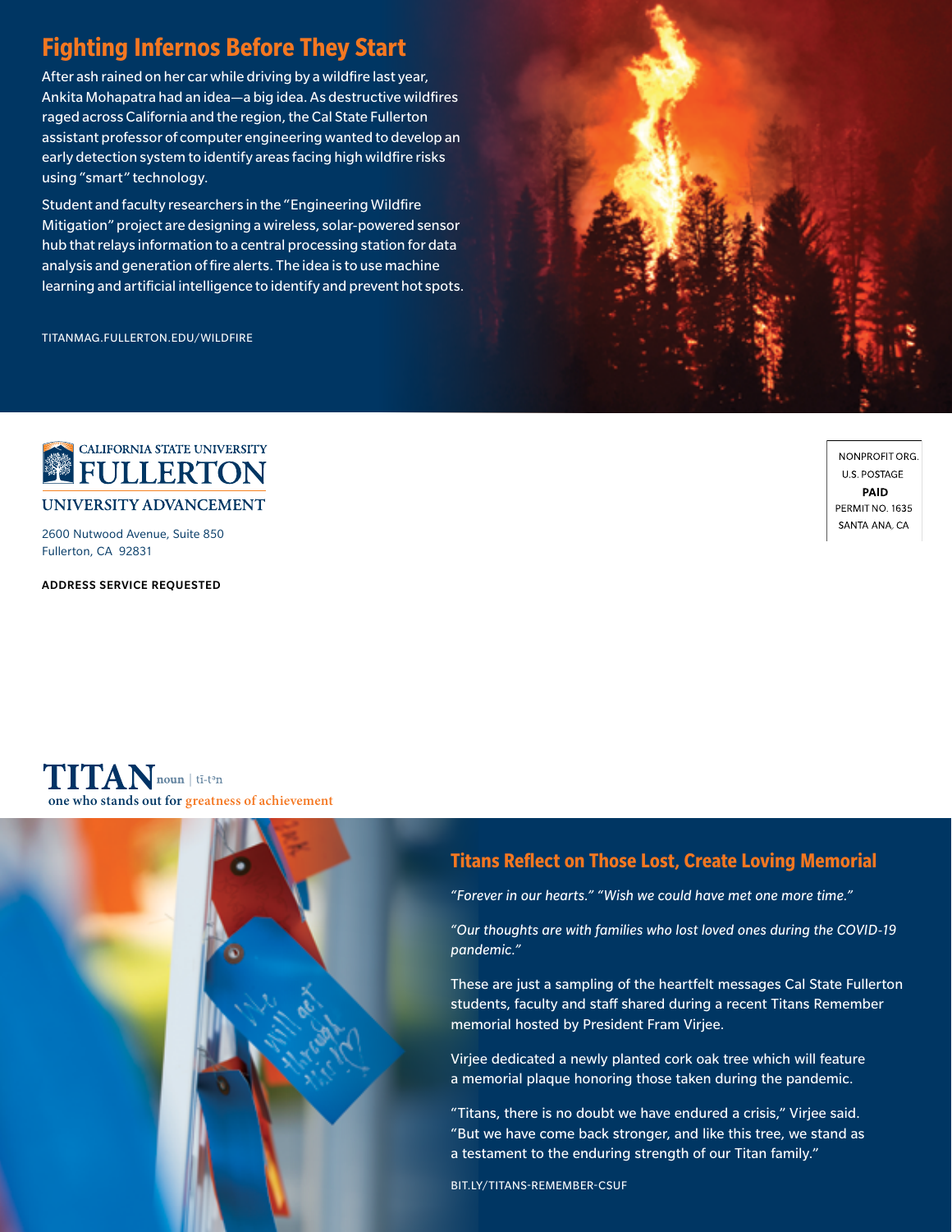## Fighting Infernos Before They Start

After ash rained on her car while driving by a wildfire last year, Ankita Mohapatra had an idea—a big idea. As destructive wildfires raged across California and the region, the Cal State Fullerton assistant professor of computer engineering wanted to develop an early detection system to identify areas facing high wildfire risks using "smart" technology.

Student and faculty researchers in the "Engineering Wildfire Mitigation" project are designing a wireless, solar-powered sensor hub that relays information to a central processing station for data analysis and generation of fire alerts. The idea is to use machine learning and artificial intelligence to identify and prevent hot spots.

TITANMAG.FULLERTON.EDU/WILDFIRE

CALIFORNIA STATE UNIVERSITY
FULLERTON
UNIVERSITY ADVANCEMENT

2600 Nutwood Avenue, Suite 850
Fullerton, CA 92831

**ADDRESS SERVICE REQUESTED**

NONPROFIT ORG.
U.S. POSTAGE
**PAID**
PERMIT NO. 1635
SANTA ANA, CA

**TITAN** noun | tī-tᵊn
one who stands out for greatness of achievement

## Titans Reflect on Those Lost, Create Loving Memorial

*"Forever in our hearts." "Wish we could have met one more time."*

*"Our thoughts are with families who lost loved ones during the COVID-19 pandemic."*

These are just a sampling of the heartfelt messages Cal State Fullerton students, faculty and staff shared during a recent Titans Remember memorial hosted by President Fram Virjee.

Virjee dedicated a newly planted cork oak tree which will feature a memorial plaque honoring those taken during the pandemic.

"Titans, there is no doubt we have endured a crisis," Virjee said. "But we have come back stronger, and like this tree, we stand as a testament to the enduring strength of our Titan family."

BIT.LY/TITANS-REMEMBER-CSUF